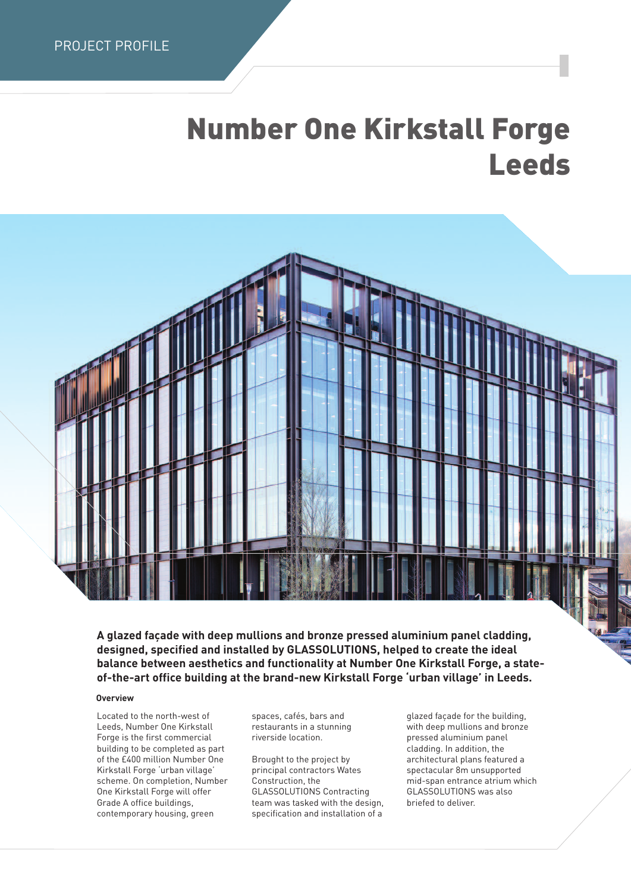PROJECT PROFILE

# Number One Kirkstall Forge Leeds

**A glazed façade with deep mullions and bronze pressed aluminium panel cladding, designed, specified and installed by GLASSOLUTIONS, helped to create the ideal balance between aesthetics and functionality at Number One Kirkstall Forge, a state-of-the-art office building at the brand-new Kirkstall Forge 'urban village' in Leeds.**

### Overview

Located to the north-west of Leeds, Number One Kirkstall Forge is the first commercial building to be completed as part of the £400 million Number One Kirkstall Forge 'urban village' scheme. On completion, Number One Kirkstall Forge will offer Grade A office buildings, contemporary housing, green spaces, cafés, bars and restaurants in a stunning riverside location.

Brought to the project by principal contractors Wates Construction, the GLASSOLUTIONS Contracting team was tasked with the design, specification and installation of a glazed façade for the building, with deep mullions and bronze pressed aluminium panel cladding. In addition, the architectural plans featured a spectacular 8m unsupported mid-span entrance atrium which GLASSOLUTIONS was also briefed to deliver.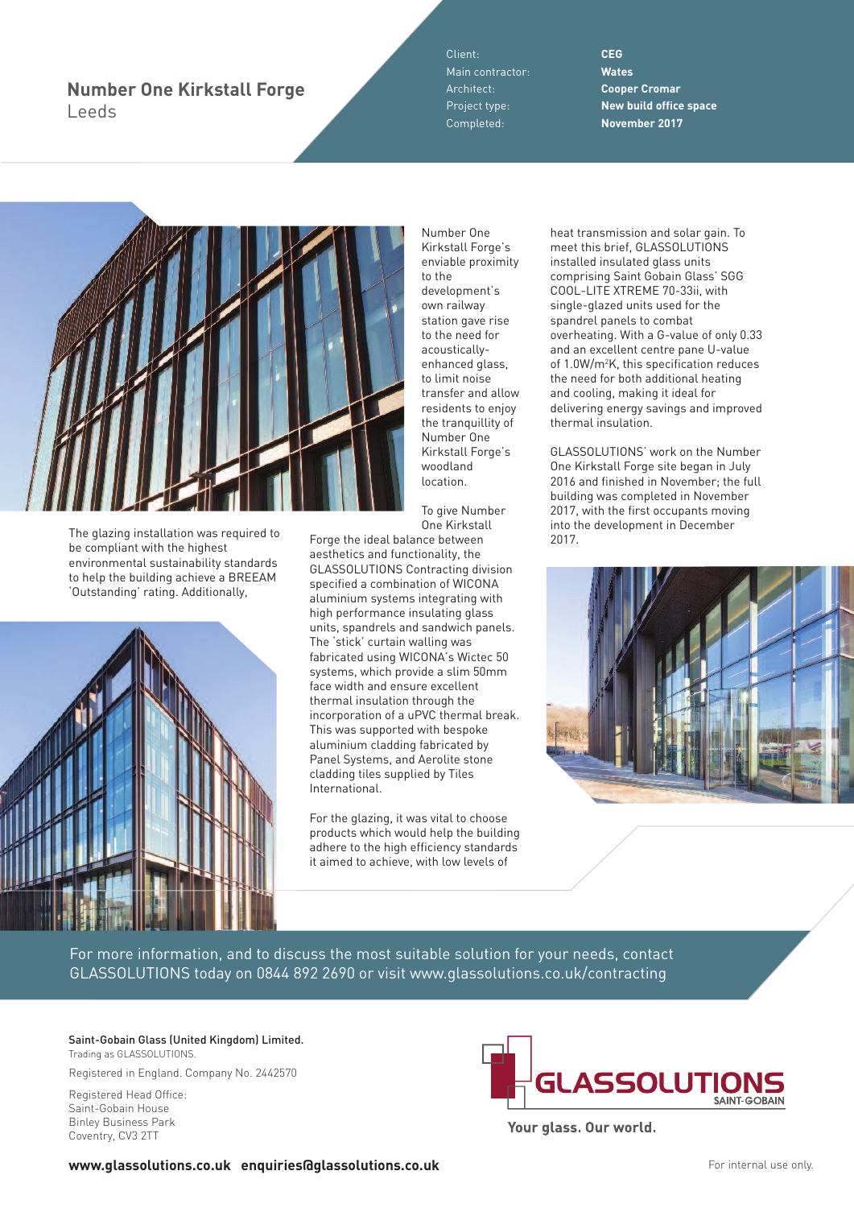## Number One Kirkstall Forge

Leeds

| | |
|---|---|
| Client: | **CEG** |
| Main contractor: | **Wates** |
| Architect: | **Cooper Cromar** |
| Project type: | **New build office space** |
| Completed: | **November 2017** |

Number One Kirkstall Forge's enviable proximity to the development's own railway station gave rise to the need for acoustically-enhanced glass, to limit noise transfer and allow residents to enjoy the tranquillity of Number One Kirkstall Forge's woodland location.

The glazing installation was required to be compliant with the highest environmental sustainability standards to help the building achieve a BREEAM 'Outstanding' rating. Additionally,

To give Number One Kirkstall Forge the ideal balance between aesthetics and functionality, the GLASSOLUTIONS Contracting division specified a combination of WICONA aluminium systems integrating with high performance insulating glass units, spandrels and sandwich panels. The 'stick' curtain walling was fabricated using WICONA's Wictec 50 systems, which provide a slim 50mm face width and ensure excellent thermal insulation through the incorporation of a uPVC thermal break. This was supported with bespoke aluminium cladding fabricated by Panel Systems, and Aerolite stone cladding tiles supplied by Tiles International.

For the glazing, it was vital to choose products which would help the building adhere to the high efficiency standards it aimed to achieve, with low levels of heat transmission and solar gain. To meet this brief, GLASSOLUTIONS installed insulated glass units comprising Saint Gobain Glass' SGG COOL-LITE XTREME 70-33ii, with single-glazed units used for the spandrel panels to combat overheating. With a G-value of only 0.33 and an excellent centre pane U-value of 1.0W/m$^2$K, this specification reduces the need for both additional heating and cooling, making it ideal for delivering energy savings and improved thermal insulation.

GLASSOLUTIONS' work on the Number One Kirkstall Forge site began in July 2016 and finished in November; the full building was completed in November 2017, with the first occupants moving into the development in December 2017.

For more information, and to discuss the most suitable solution for your needs, contact GLASSOLUTIONS today on 0844 892 2690 or visit www.glassolutions.co.uk/contracting

**Saint-Gobain Glass (United Kingdom) Limited.**
Trading as GLASSOLUTIONS.

Registered in England. Company No. 2442570

Registered Head Office:
Saint-Gobain House
Binley Business Park
Coventry, CV3 2TT

GLASSOLUTIONS SAINT-GOBAIN

**Your glass. Our world.**

**www.glassolutions.co.uk enquiries@glassolutions.co.uk**

For internal use only.